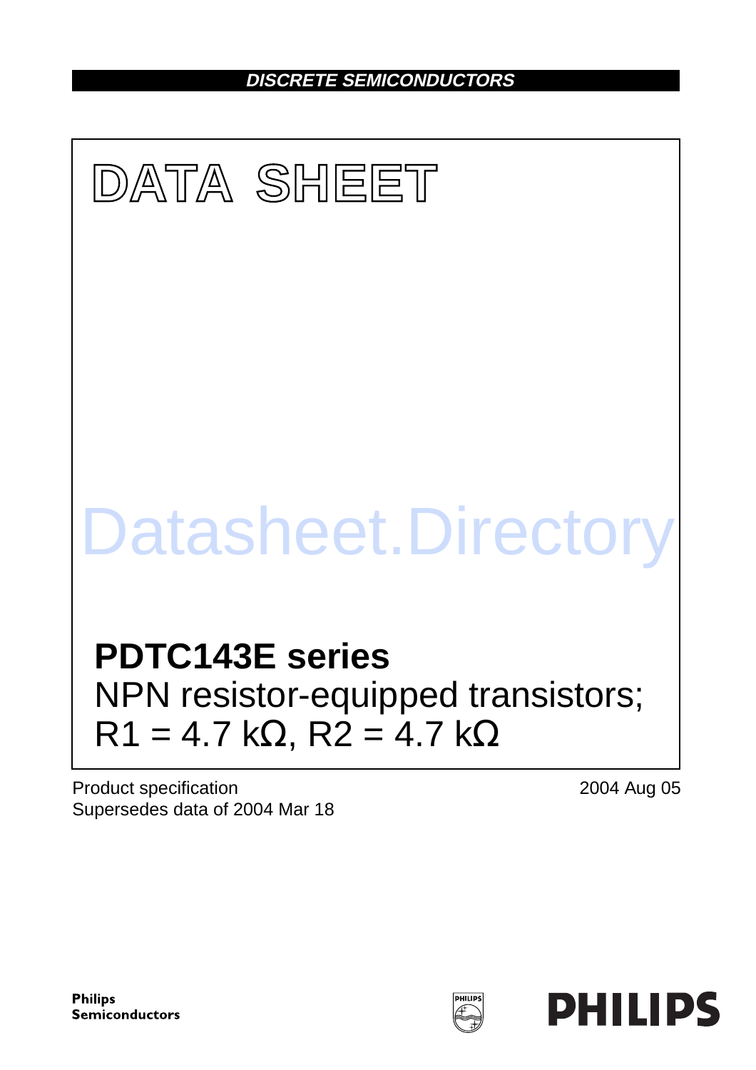DISCRETE SEMICONDUCTORS

# DATA SHEET

Datasheet.Directory

## PDTC143E series

NPN resistor-equipped transistors; R1 = 4.7 kΩ, R2 = 4.7 kΩ

Product specification
Supersedes data of 2004 Mar 18

2004 Aug 05

Philips Semiconductors

PHILIPS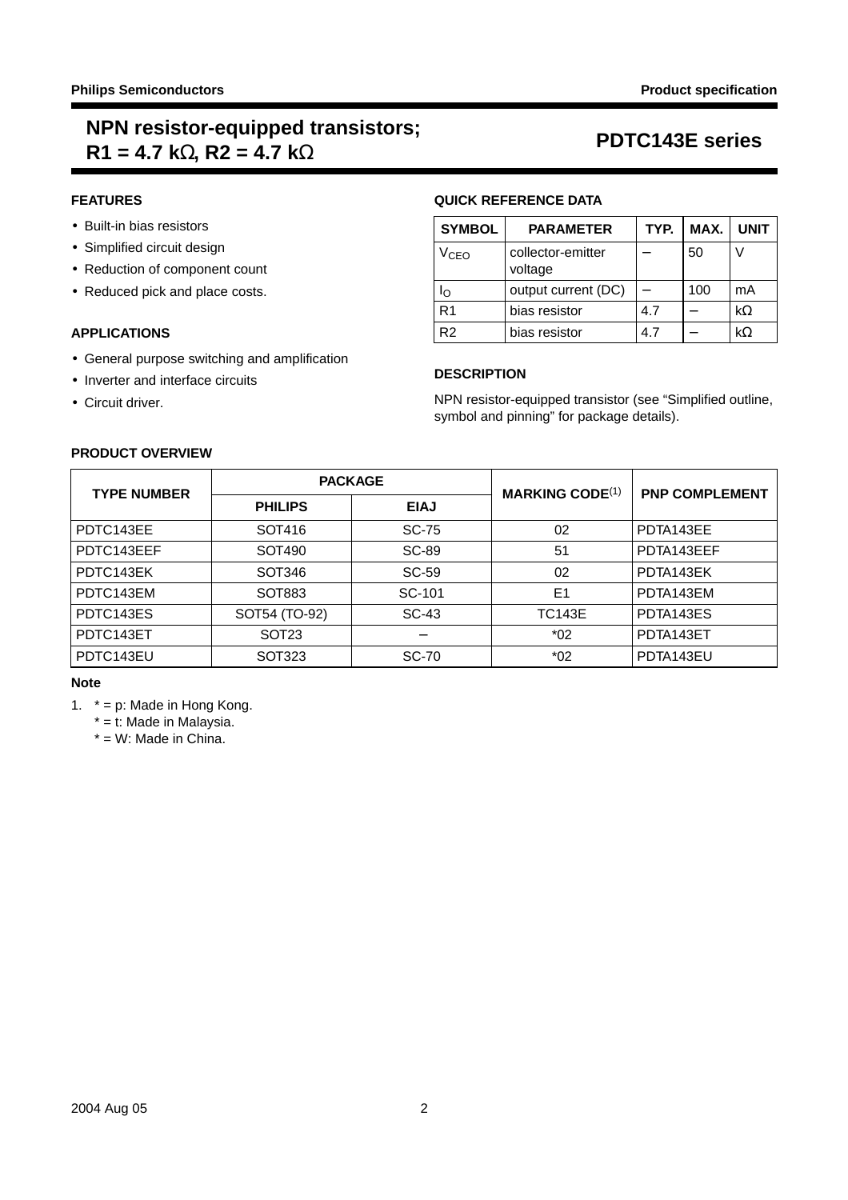# NPN resistor-equipped transistors; R1 = 4.7 kΩ, R2 = 4.7 kΩ

## PDTC143E series

### FEATURES

- Built-in bias resistors
- Simplified circuit design
- Reduction of component count
- Reduced pick and place costs.

### APPLICATIONS

- General purpose switching and amplification
- Inverter and interface circuits
- Circuit driver.

### QUICK REFERENCE DATA

| SYMBOL | PARAMETER | TYP. | MAX. | UNIT |
|---|---|---|---|---|
| $V_{CEO}$ | collector-emitter voltage | – | 50 | V |
| $I_O$ | output current (DC) | – | 100 | mA |
| R1 | bias resistor | 4.7 | – | kΩ |
| R2 | bias resistor | 4.7 | – | kΩ |

### DESCRIPTION

NPN resistor-equipped transistor (see “Simplified outline, symbol and pinning” for package details).

### PRODUCT OVERVIEW

| TYPE NUMBER | PACKAGE | | MARKING CODE[1] | PNP COMPLEMENT |
|---|---|---|---|---|
| | PHILIPS | EIAJ | | |
| PDTC143EE | SOT416 | SC-75 | 02 | PDTA143EE |
| PDTC143EEF | SOT490 | SC-89 | 51 | PDTA143EEF |
| PDTC143EK | SOT346 | SC-59 | 02 | PDTA143EK |
| PDTC143EM | SOT883 | SC-101 | E1 | PDTA143EM |
| PDTC143ES | SOT54 (TO-92) | SC-43 | TC143E | PDTA143ES |
| PDTC143ET | SOT23 | – | *02 | PDTA143ET |
| PDTC143EU | SOT323 | SC-70 | *02 | PDTA143EU |

**Note**

1. * = p: Made in Hong Kong.
   * = t: Made in Malaysia.
   * = W: Made in China.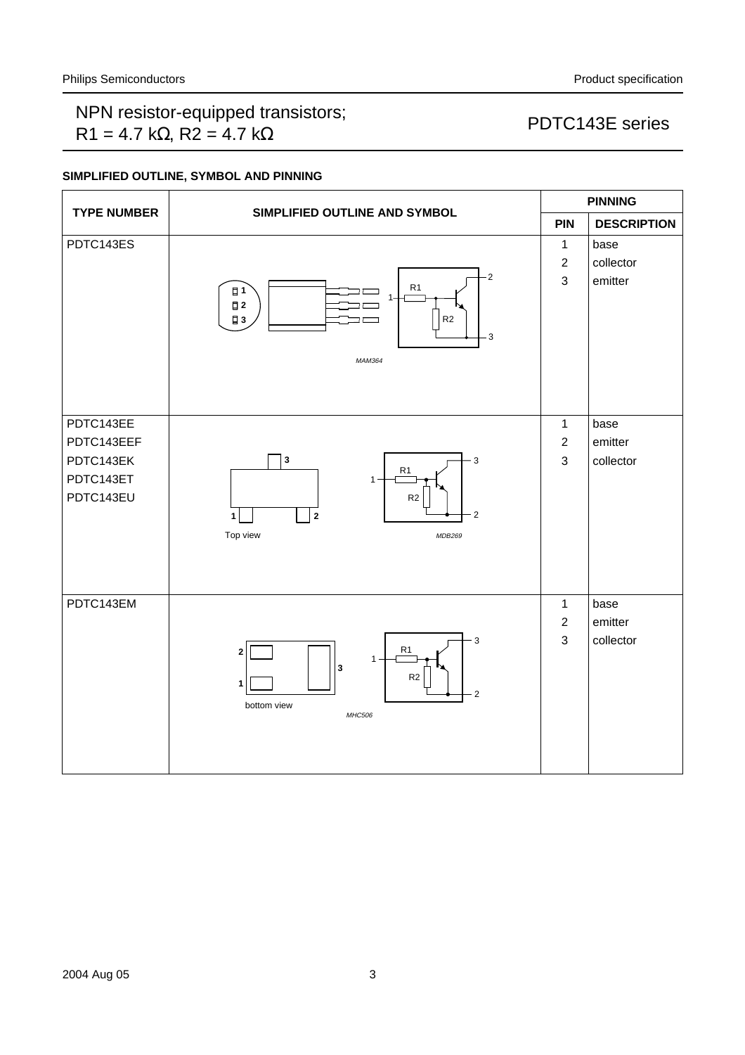## SIMPLIFIED OUTLINE, SYMBOL AND PINNING

| TYPE NUMBER | SIMPLIFIED OUTLINE AND SYMBOL | PINNING | |
|---|---|---|---|
| | | PIN | DESCRIPTION |
| PDTC143ES | MAM364 | 1<br>2<br>3 | base<br>collector<br>emitter |
| PDTC143EE<br>PDTC143EEF<br>PDTC143EK<br>PDTC143ET<br>PDTC143EU | Top view<br>MDB269 | 1<br>2<br>3 | base<br>emitter<br>collector |
| PDTC143EM | bottom view<br>MHC506 | 1<br>2<br>3 | base<br>emitter<br>collector |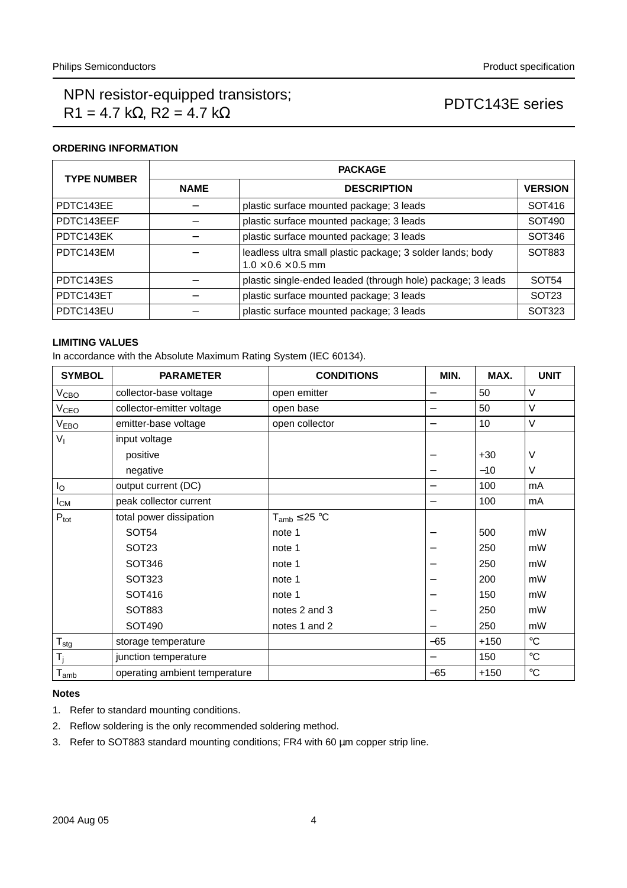## ORDERING INFORMATION

| TYPE NUMBER | PACKAGE | | |
|---|---|---|---|
| | NAME | DESCRIPTION | VERSION |
| PDTC143EE | – | plastic surface mounted package; 3 leads | SOT416 |
| PDTC143EEF | – | plastic surface mounted package; 3 leads | SOT490 |
| PDTC143EK | – | plastic surface mounted package; 3 leads | SOT346 |
| PDTC143EM | – | leadless ultra small plastic package; 3 solder lands; body 1.0 × 0.6 × 0.5 mm | SOT883 |
| PDTC143ES | – | plastic single-ended leaded (through hole) package; 3 leads | SOT54 |
| PDTC143ET | – | plastic surface mounted package; 3 leads | SOT23 |
| PDTC143EU | – | plastic surface mounted package; 3 leads | SOT323 |

## LIMITING VALUES

In accordance with the Absolute Maximum Rating System (IEC 60134).

| SYMBOL | PARAMETER | CONDITIONS | MIN. | MAX. | UNIT |
|---|---|---|---|---|---|
| $V_{CBO}$ | collector-base voltage | open emitter | – | 50 | V |
| $V_{CEO}$ | collector-emitter voltage | open base | – | 50 | V |
| $V_{EBO}$ | emitter-base voltage | open collector | – | 10 | V |
| $V_I$ | input voltage | | | | |
| | positive | | – | +30 | V |
| | negative | | – | −10 | V |
| $I_O$ | output current (DC) | | – | 100 | mA |
| $I_{CM}$ | peak collector current | | – | 100 | mA |
| $P_{tot}$ | total power dissipation | $T_{amb} \leq 25$ °C | | | |
| | SOT54 | note 1 | – | 500 | mW |
| | SOT23 | note 1 | – | 250 | mW |
| | SOT346 | note 1 | – | 250 | mW |
| | SOT323 | note 1 | – | 200 | mW |
| | SOT416 | note 1 | – | 150 | mW |
| | SOT883 | notes 2 and 3 | – | 250 | mW |
| | SOT490 | notes 1 and 2 | – | 250 | mW |
| $T_{stg}$ | storage temperature | | −65 | +150 | °C |
| $T_j$ | junction temperature | | – | 150 | °C |
| $T_{amb}$ | operating ambient temperature | | −65 | +150 | °C |

**Notes**

1. Refer to standard mounting conditions.
2. Reflow soldering is the only recommended soldering method.
3. Refer to SOT883 standard mounting conditions; FR4 with 60 μm copper strip line.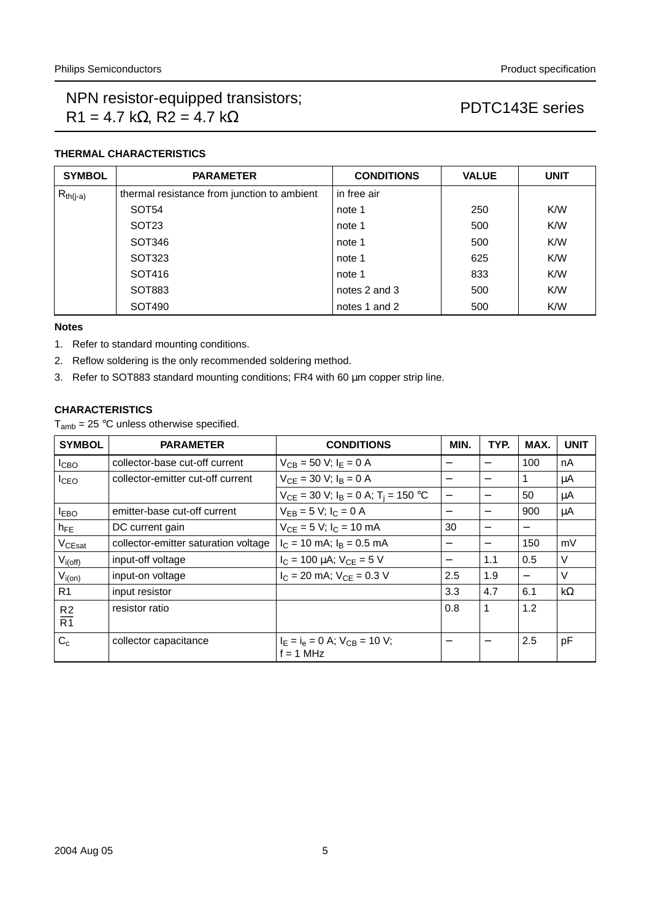### THERMAL CHARACTERISTICS

| SYMBOL | PARAMETER | CONDITIONS | VALUE | UNIT |
|---|---|---|---|---|
| $R_{th(j-a)}$ | thermal resistance from junction to ambient | in free air | | |
| | SOT54 | note 1 | 250 | K/W |
| | SOT23 | note 1 | 500 | K/W |
| | SOT346 | note 1 | 500 | K/W |
| | SOT323 | note 1 | 625 | K/W |
| | SOT416 | note 1 | 833 | K/W |
| | SOT883 | notes 2 and 3 | 500 | K/W |
| | SOT490 | notes 1 and 2 | 500 | K/W |

**Notes**

1. Refer to standard mounting conditions.
2. Reflow soldering is the only recommended soldering method.
3. Refer to SOT883 standard mounting conditions; FR4 with 60 µm copper strip line.

### CHARACTERISTICS

$T_{amb}$ = 25 °C unless otherwise specified.

| SYMBOL | PARAMETER | CONDITIONS | MIN. | TYP. | MAX. | UNIT |
|---|---|---|---|---|---|---|
| $I_{CBO}$ | collector-base cut-off current | $V_{CB}$ = 50 V; $I_E$ = 0 A | − | − | 100 | nA |
| $I_{CEO}$ | collector-emitter cut-off current | $V_{CE}$ = 30 V; $I_B$ = 0 A | − | − | 1 | µA |
| | | $V_{CE}$ = 30 V; $I_B$ = 0 A; $T_j$ = 150 °C | − | − | 50 | µA |
| $I_{EBO}$ | emitter-base cut-off current | $V_{EB}$ = 5 V; $I_C$ = 0 A | − | − | 900 | µA |
| $h_{FE}$ | DC current gain | $V_{CE}$ = 5 V; $I_C$ = 10 mA | 30 | − | − | |
| $V_{CEsat}$ | collector-emitter saturation voltage | $I_C$ = 10 mA; $I_B$ = 0.5 mA | − | − | 150 | mV |
| $V_{i(off)}$ | input-off voltage | $I_C$ = 100 µA; $V_{CE}$ = 5 V | − | 1.1 | 0.5 | V |
| $V_{i(on)}$ | input-on voltage | $I_C$ = 20 mA; $V_{CE}$ = 0.3 V | 2.5 | 1.9 | − | V |
| R1 | input resistor | | 3.3 | 4.7 | 6.1 | kΩ |
| $\frac{R2}{R1}$ | resistor ratio | | 0.8 | 1 | 1.2 | |
| $C_c$ | collector capacitance | $I_E$ = $i_e$ = 0 A; $V_{CB}$ = 10 V; f = 1 MHz | − | − | 2.5 | pF |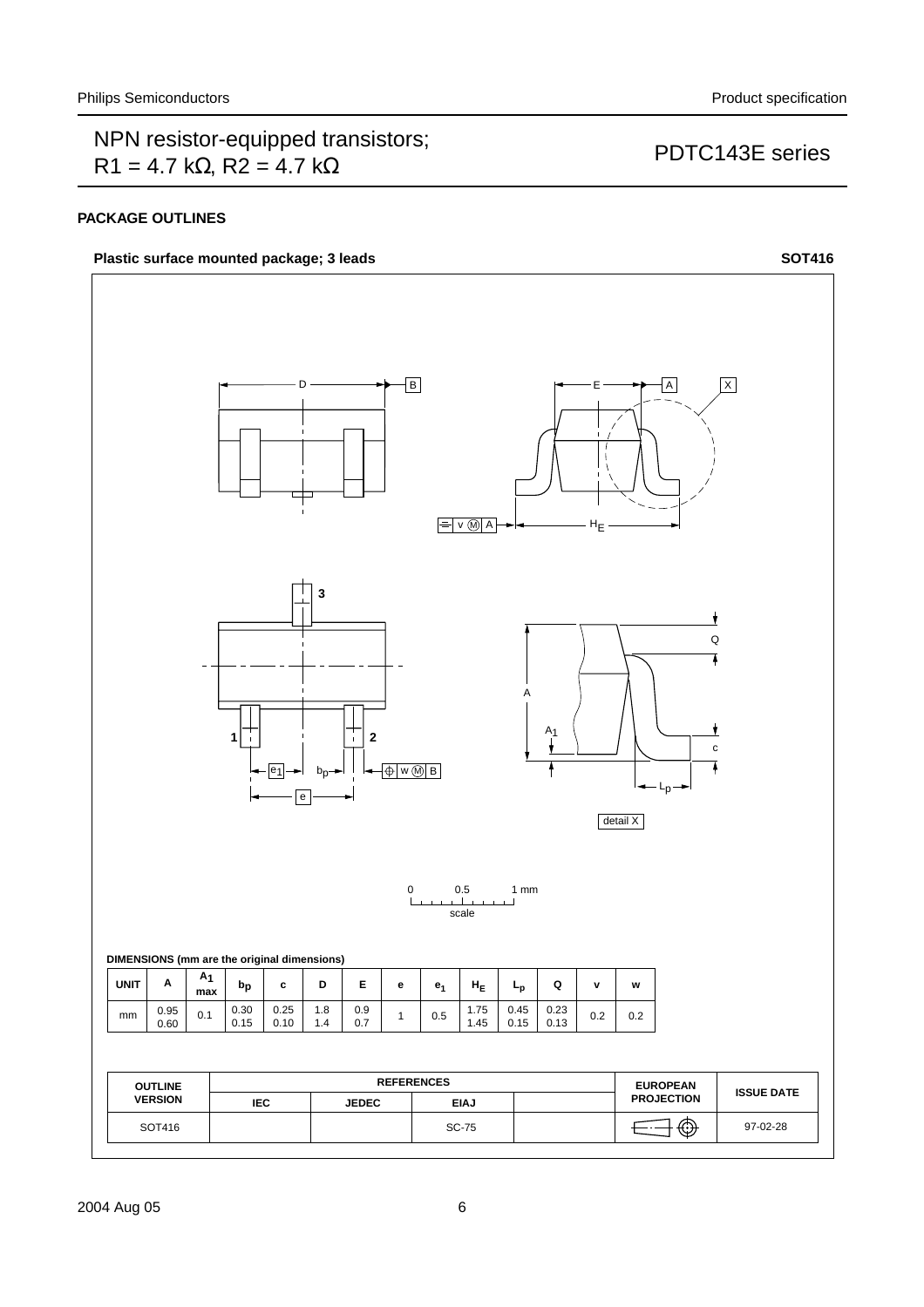## PACKAGE OUTLINES

**Plastic surface mounted package; 3 leads** **SOT416**

DIMENSIONS (mm are the original dimensions)

| UNIT | A | $A_1$ max | $b_p$ | c | D | E | e | $e_1$ | $H_E$ | $L_p$ | Q | v | w |
|---|---|---|---|---|---|---|---|---|---|---|---|---|---|
| mm | 0.95<br>0.60 | 0.1 | 0.30<br>0.15 | 0.25<br>0.10 | 1.8<br>1.4 | 0.9<br>0.7 | 1 | 0.5 | 1.75<br>1.45 | 0.45<br>0.15 | 0.23<br>0.13 | 0.2 | 0.2 |

| OUTLINE VERSION | REFERENCES | | | | EUROPEAN PROJECTION | ISSUE DATE |
|---|---|---|---|---|---|---|
| | IEC | JEDEC | EIAJ | | | |
| SOT416 | | | SC-75 | | | 97-02-28 |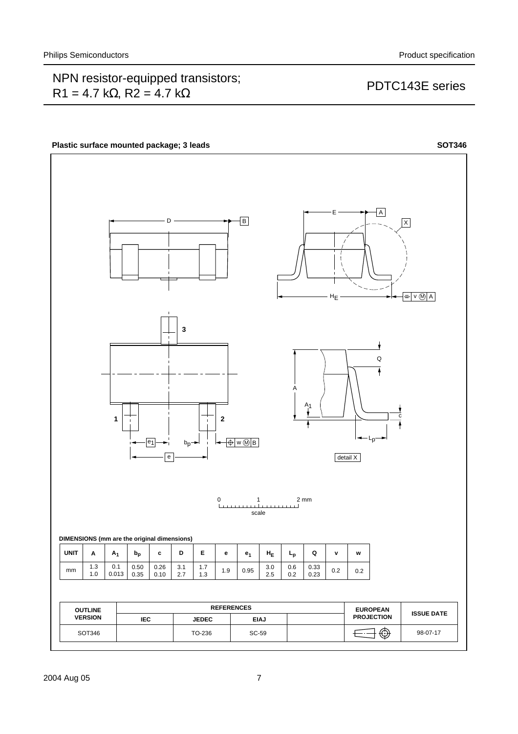# NPN resistor-equipped transistors; R1 = 4.7 kΩ, R2 = 4.7 kΩ

## PDTC143E series

**Plastic surface mounted package; 3 leads** **SOT346**

**DIMENSIONS (mm are the original dimensions)**

| UNIT | A | $A_1$ | $b_p$ | c | D | E | e | $e_1$ | $H_E$ | $L_p$ | Q | v | w |
|---|---|---|---|---|---|---|---|---|---|---|---|---|---|
| mm | 1.3<br>1.0 | 0.1<br>0.013 | 0.50<br>0.35 | 0.26<br>0.10 | 3.1<br>2.7 | 1.7<br>1.3 | 1.9 | 0.95 | 3.0<br>2.5 | 0.6<br>0.2 | 0.33<br>0.23 | 0.2 | 0.2 |

| OUTLINE VERSION | REFERENCES | | | | EUROPEAN PROJECTION | ISSUE DATE |
|---|---|---|---|---|---|---|
| | IEC | JEDEC | EIAJ | | | |
| SOT346 | | TO-236 | SC-59 | | | 98-07-17 |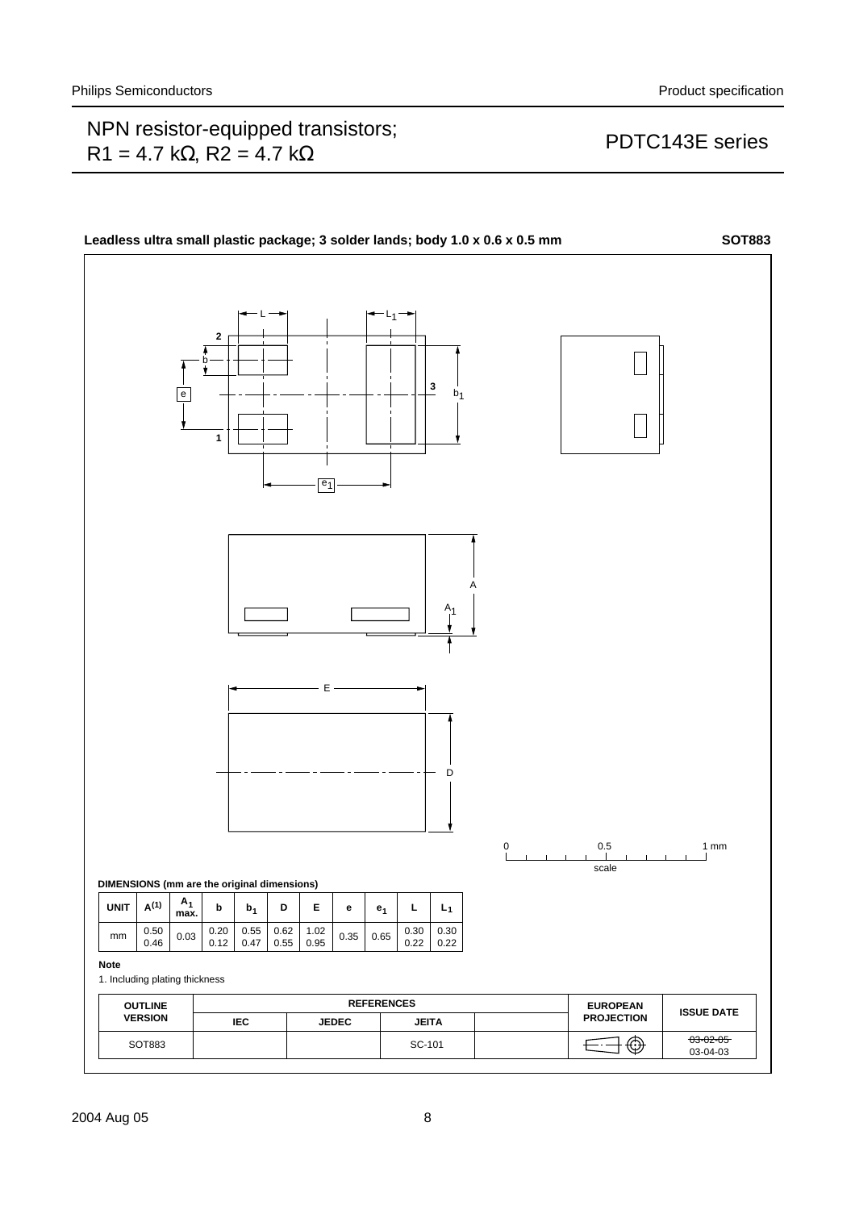## Leadless ultra small plastic package; 3 solder lands; body 1.0 x 0.6 x 0.5 mm — SOT883

**DIMENSIONS (mm are the original dimensions)**

| UNIT | A(1) | $A_1$ max. | b | $b_1$ | D | E | e | $e_1$ | L | $L_1$ |
|---|---|---|---|---|---|---|---|---|---|---|
| mm | 0.50<br>0.46 | 0.03 | 0.20<br>0.12 | 0.55<br>0.47 | 0.62<br>0.55 | 1.02<br>0.95 | 0.35 | 0.65 | 0.30<br>0.22 | 0.30<br>0.22 |

**Note**

1. Including plating thickness

| OUTLINE VERSION | REFERENCES | | | | EUROPEAN PROJECTION | ISSUE DATE |
|---|---|---|---|---|---|---|
| | IEC | JEDEC | JEITA | | | |
| SOT883 | | | SC-101 | | | ~~03-02-05~~<br>03-04-03 |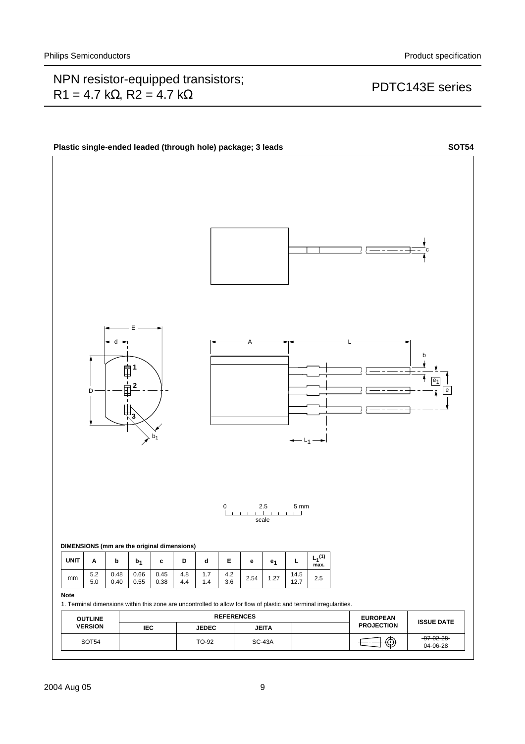## PACKAGE OUTLINE

**Plastic single-ended leaded (through hole) package; 3 leads** **SOT54**

DIMENSIONS (mm are the original dimensions)

| UNIT | A | b | $b_1$ | c | D | d | E | e | $e_1$ | L | $L_1^{(1)}$ max. |
|---|---|---|---|---|---|---|---|---|---|---|---|
| mm | 5.2<br>5.0 | 0.48<br>0.40 | 0.66<br>0.55 | 0.45<br>0.38 | 4.8<br>4.4 | 1.7<br>1.4 | 4.2<br>3.6 | 2.54 | 1.27 | 14.5<br>12.7 | 2.5 |

**Note**

1. Terminal dimensions within this zone are uncontrolled to allow for flow of plastic and terminal irregularities.

| OUTLINE VERSION | REFERENCES | | | | EUROPEAN PROJECTION | ISSUE DATE |
|---|---|---|---|---|---|---|
| | IEC | JEDEC | JEITA | | | |
| SOT54 | | TO-92 | SC-43A | | | ~~97-02-28~~<br>04-06-28 |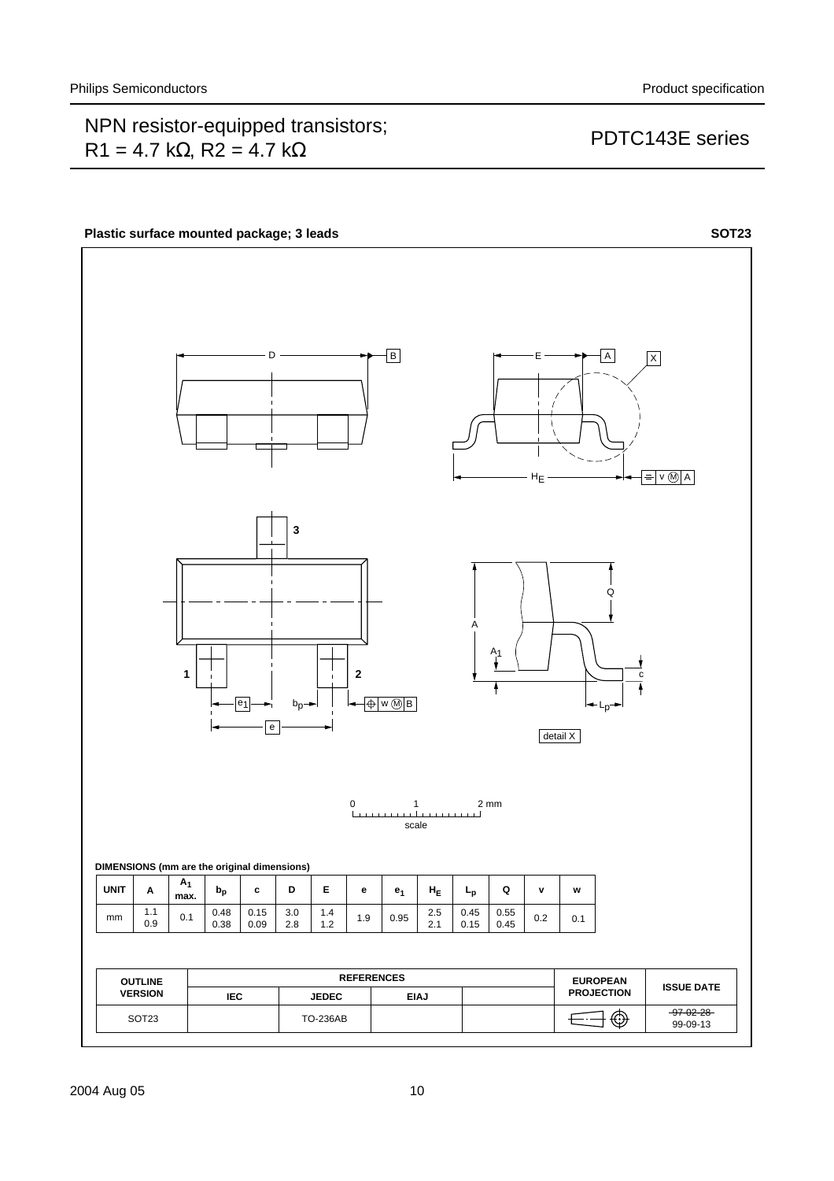## Plastic surface mounted package; 3 leads — SOT23

0 — 1 — 2 mm
scale

**DIMENSIONS (mm are the original dimensions)**

| UNIT | A | $A_1$ max. | $b_p$ | c | D | E | e | $e_1$ | $H_E$ | $L_p$ | Q | v | w |
|---|---|---|---|---|---|---|---|---|---|---|---|---|---|
| mm | 1.1<br>0.9 | 0.1 | 0.48<br>0.38 | 0.15<br>0.09 | 3.0<br>2.8 | 1.4<br>1.2 | 1.9 | 0.95 | 2.5<br>2.1 | 0.45<br>0.15 | 0.55<br>0.45 | 0.2 | 0.1 |

| OUTLINE VERSION | REFERENCES | | | | EUROPEAN PROJECTION | ISSUE DATE |
|---|---|---|---|---|---|---|
| | IEC | JEDEC | EIAJ | | | |
| SOT23 | | TO-236AB | | | | ~~97-02-28~~<br>99-09-13 |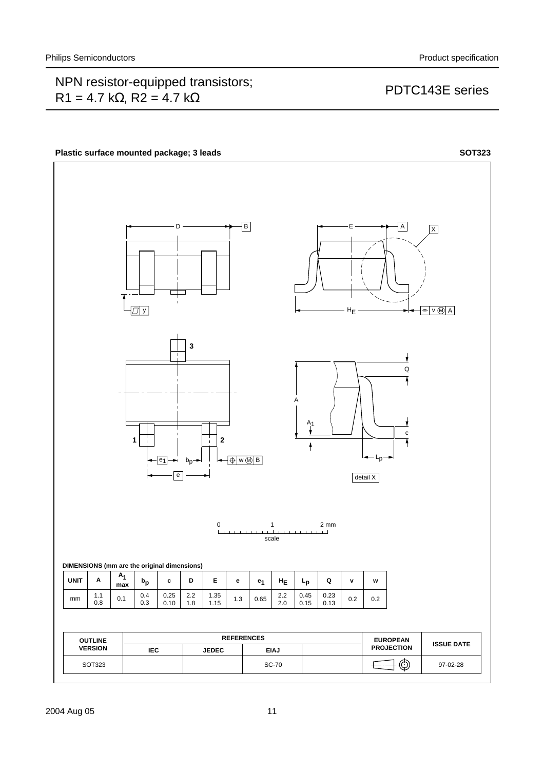**Plastic surface mounted package; 3 leads** **SOT323**

DIMENSIONS (mm are the original dimensions)

| UNIT | A | $A_1$ max | $b_p$ | c | D | E | e | $e_1$ | $H_E$ | $L_p$ | Q | v | w |
|---|---|---|---|---|---|---|---|---|---|---|---|---|---|
| mm | 1.1<br>0.8 | 0.1 | 0.4<br>0.3 | 0.25<br>0.10 | 2.2<br>1.8 | 1.35<br>1.15 | 1.3 | 0.65 | 2.2<br>2.0 | 0.45<br>0.15 | 0.23<br>0.13 | 0.2 | 0.2 |

| OUTLINE VERSION | REFERENCES | | | | EUROPEAN PROJECTION | ISSUE DATE |
|---|---|---|---|---|---|---|
| | IEC | JEDEC | EIAJ | | | |
| SOT323 | | | SC-70 | | | 97-02-28 |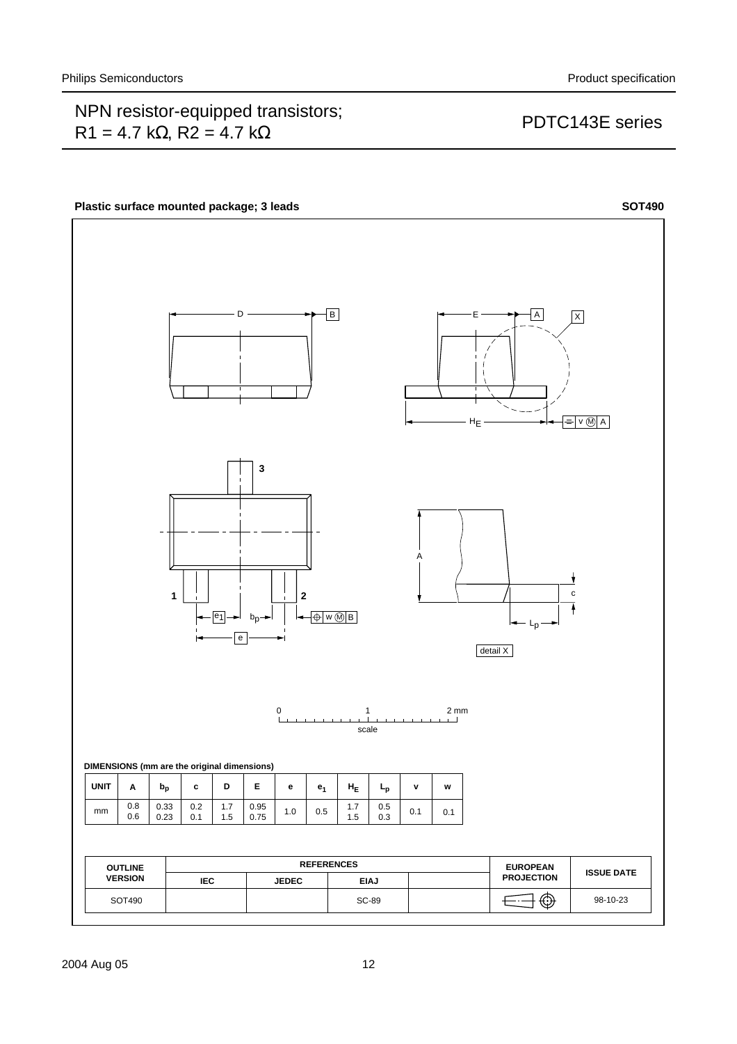**Plastic surface mounted package; 3 leads** **SOT490**

**DIMENSIONS (mm are the original dimensions)**

| UNIT | A | $b_p$ | c | D | E | e | $e_1$ | $H_E$ | $L_p$ | v | w |
|---|---|---|---|---|---|---|---|---|---|---|---|
| mm | 0.8<br>0.6 | 0.33<br>0.23 | 0.2<br>0.1 | 1.7<br>1.5 | 0.95<br>0.75 | 1.0 | 0.5 | 1.7<br>1.5 | 0.5<br>0.3 | 0.1 | 0.1 |

| OUTLINE VERSION | REFERENCES | | | | EUROPEAN PROJECTION | ISSUE DATE |
|---|---|---|---|---|---|---|
| | IEC | JEDEC | EIAJ | | | |
| SOT490 | | | SC-89 | | | 98-10-23 |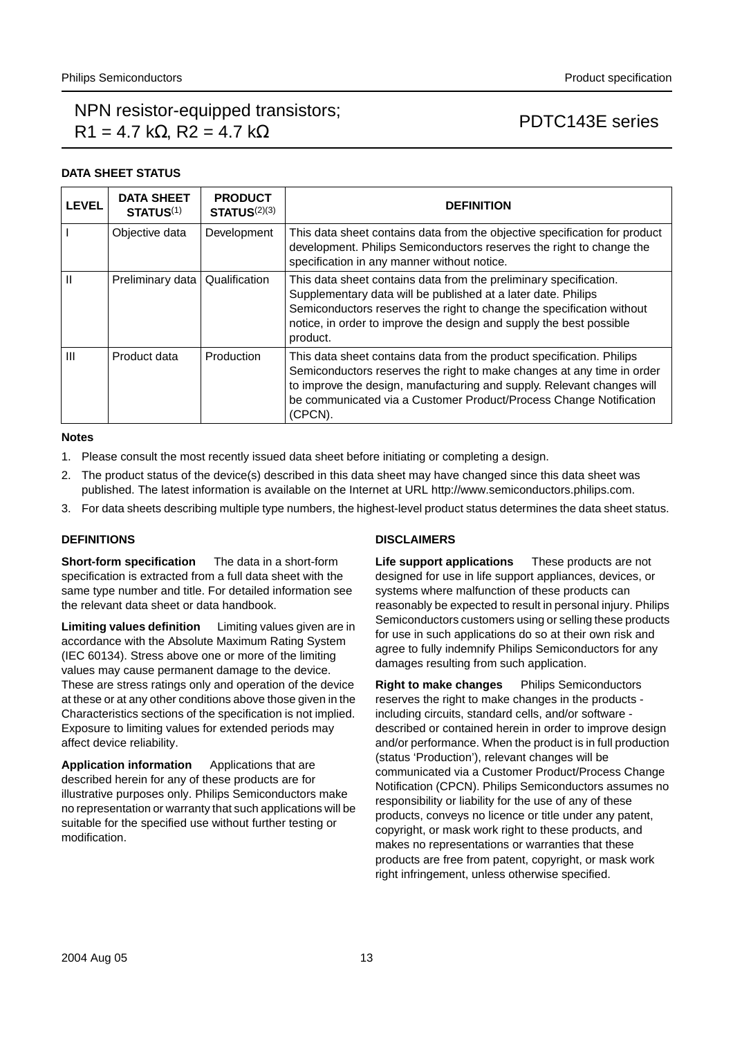## DATA SHEET STATUS

| LEVEL | DATA SHEET STATUS[1] | PRODUCT STATUS[2][3] | DEFINITION |
|---|---|---|---|
| I | Objective data | Development | This data sheet contains data from the objective specification for product development. Philips Semiconductors reserves the right to change the specification in any manner without notice. |
| II | Preliminary data | Qualification | This data sheet contains data from the preliminary specification. Supplementary data will be published at a later date. Philips Semiconductors reserves the right to change the specification without notice, in order to improve the design and supply the best possible product. |
| III | Product data | Production | This data sheet contains data from the product specification. Philips Semiconductors reserves the right to make changes at any time in order to improve the design, manufacturing and supply. Relevant changes will be communicated via a Customer Product/Process Change Notification (CPCN). |

**Notes**

1. Please consult the most recently issued data sheet before initiating or completing a design.
2. The product status of the device(s) described in this data sheet may have changed since this data sheet was published. The latest information is available on the Internet at URL http://www.semiconductors.philips.com.
3. For data sheets describing multiple type numbers, the highest-level product status determines the data sheet status.

## DEFINITIONS

**Short-form specification** The data in a short-form specification is extracted from a full data sheet with the same type number and title. For detailed information see the relevant data sheet or data handbook.

**Limiting values definition** Limiting values given are in accordance with the Absolute Maximum Rating System (IEC 60134). Stress above one or more of the limiting values may cause permanent damage to the device. These are stress ratings only and operation of the device at these or at any other conditions above those given in the Characteristics sections of the specification is not implied. Exposure to limiting values for extended periods may affect device reliability.

**Application information** Applications that are described herein for any of these products are for illustrative purposes only. Philips Semiconductors make no representation or warranty that such applications will be suitable for the specified use without further testing or modification.

## DISCLAIMERS

**Life support applications** These products are not designed for use in life support appliances, devices, or systems where malfunction of these products can reasonably be expected to result in personal injury. Philips Semiconductors customers using or selling these products for use in such applications do so at their own risk and agree to fully indemnify Philips Semiconductors for any damages resulting from such application.

**Right to make changes** Philips Semiconductors reserves the right to make changes in the products - including circuits, standard cells, and/or software - described or contained herein in order to improve design and/or performance. When the product is in full production (status 'Production'), relevant changes will be communicated via a Customer Product/Process Change Notification (CPCN). Philips Semiconductors assumes no responsibility or liability for the use of any of these products, conveys no licence or title under any patent, copyright, or mask work right to these products, and makes no representations or warranties that these products are free from patent, copyright, or mask work right infringement, unless otherwise specified.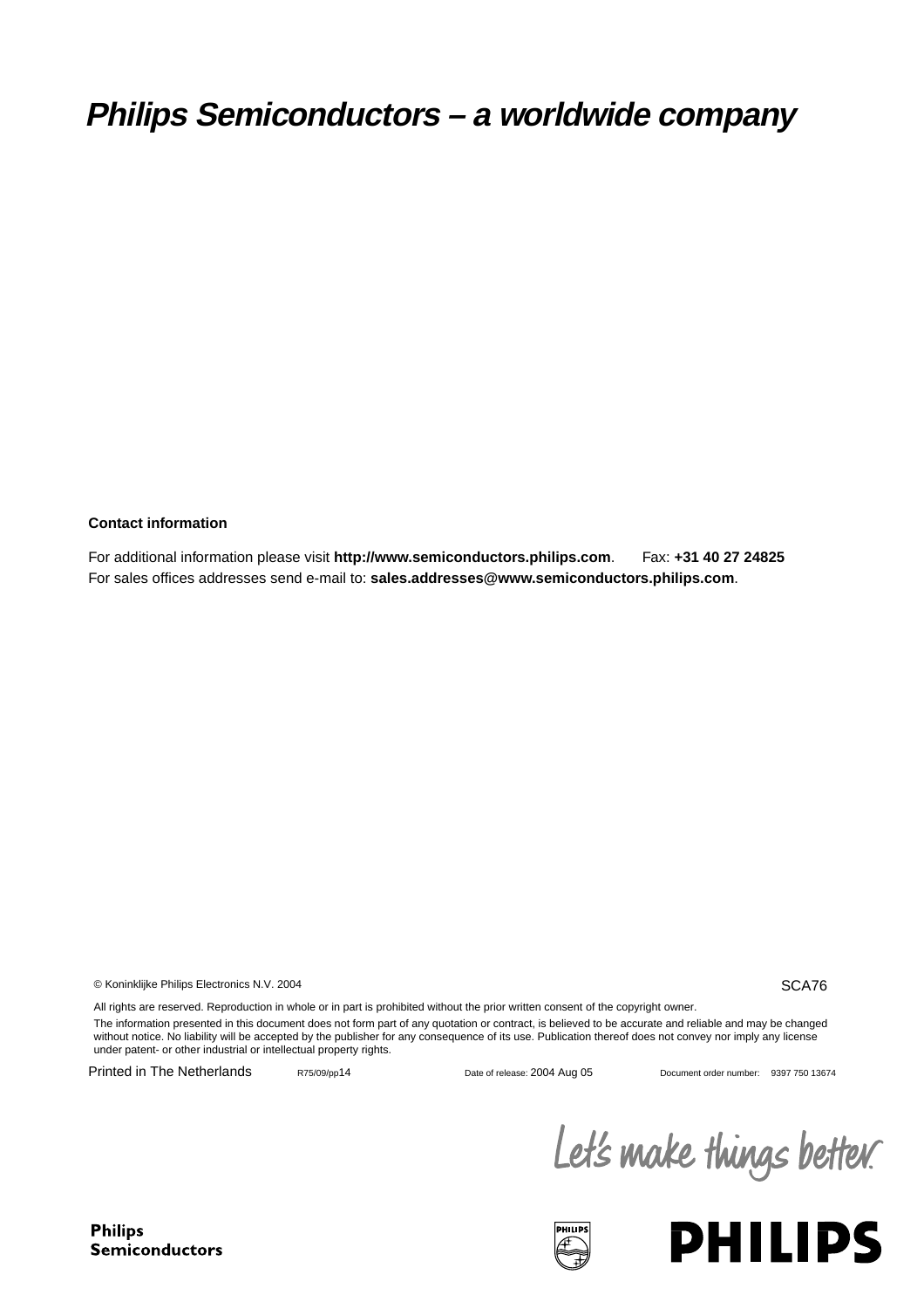# *Philips Semiconductors – a worldwide company*

**Contact information**

For additional information please visit **http://www.semiconductors.philips.com**. Fax: **+31 40 27 24825**
For sales offices addresses send e-mail to: **sales.addresses@www.semiconductors.philips.com**.

© Koninklijke Philips Electronics N.V. 2004

SCA76

All rights are reserved. Reproduction in whole or in part is prohibited without the prior written consent of the copyright owner.

The information presented in this document does not form part of any quotation or contract, is believed to be accurate and reliable and may be changed without notice. No liability will be accepted by the publisher for any consequence of its use. Publication thereof does not convey nor imply any license under patent- or other industrial or intellectual property rights.

Printed in The Netherlands R75/09/pp14 Date of release: 2004 Aug 05 Document order number: 9397 750 13674

Let's make things better.

Philips Semiconductors

PHILIPS